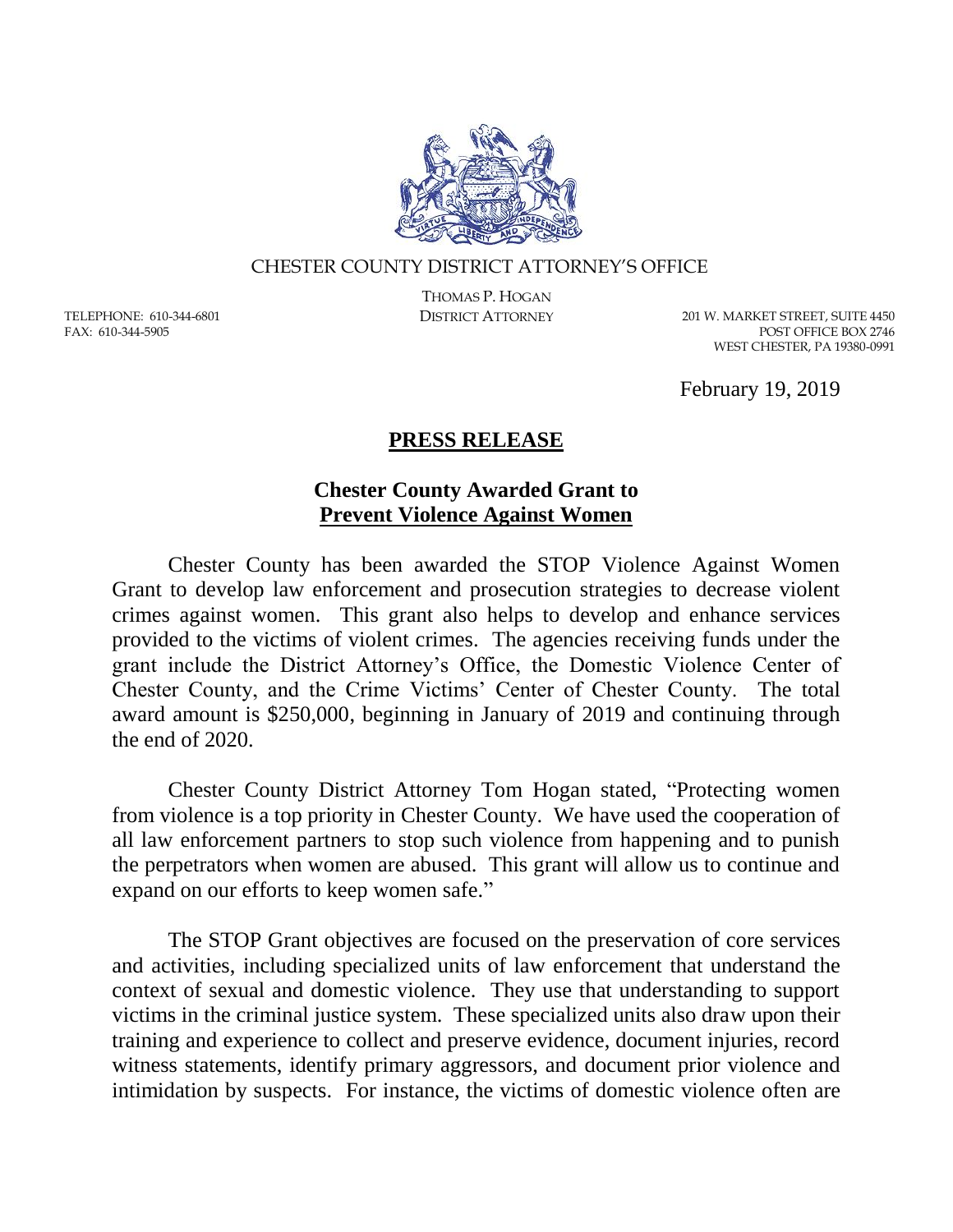CHESTER COUNTY DISTRICT ATTORNEY'S OFFICE

THOMAS P. HOGAN
DISTRICT ATTORNEY

TELEPHONE: 610-344-6801
FAX: 610-344-5905

201 W. MARKET STREET, SUITE 4450
POST OFFICE BOX 2746
WEST CHESTER, PA 19380-0991

February 19, 2019

# **PRESS RELEASE**

## **Chester County Awarded Grant to Prevent Violence Against Women**

Chester County has been awarded the STOP Violence Against Women Grant to develop law enforcement and prosecution strategies to decrease violent crimes against women. This grant also helps to develop and enhance services provided to the victims of violent crimes. The agencies receiving funds under the grant include the District Attorney's Office, the Domestic Violence Center of Chester County, and the Crime Victims' Center of Chester County. The total award amount is $250,000, beginning in January of 2019 and continuing through the end of 2020.

Chester County District Attorney Tom Hogan stated, "Protecting women from violence is a top priority in Chester County. We have used the cooperation of all law enforcement partners to stop such violence from happening and to punish the perpetrators when women are abused. This grant will allow us to continue and expand on our efforts to keep women safe."

The STOP Grant objectives are focused on the preservation of core services and activities, including specialized units of law enforcement that understand the context of sexual and domestic violence. They use that understanding to support victims in the criminal justice system. These specialized units also draw upon their training and experience to collect and preserve evidence, document injuries, record witness statements, identify primary aggressors, and document prior violence and intimidation by suspects. For instance, the victims of domestic violence often are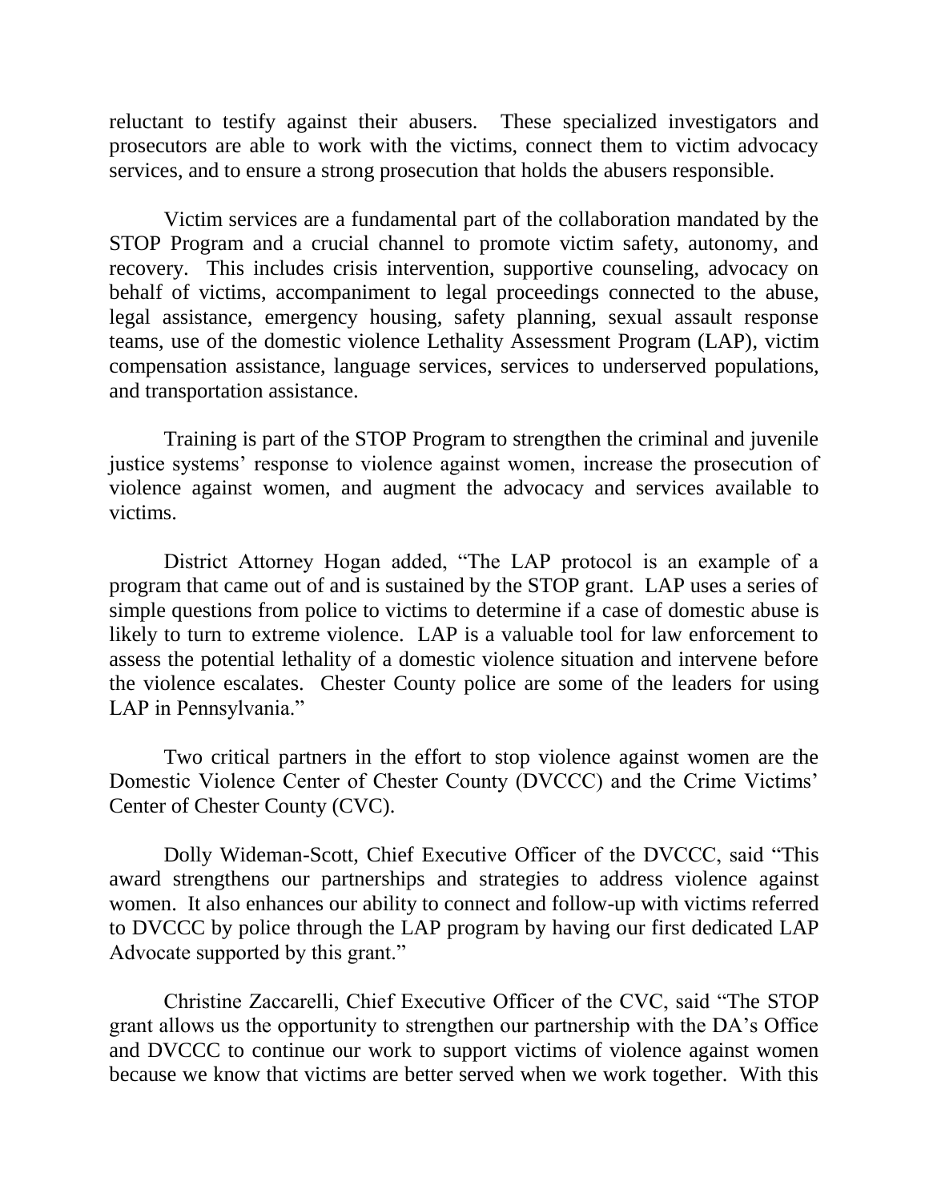reluctant to testify against their abusers. These specialized investigators and prosecutors are able to work with the victims, connect them to victim advocacy services, and to ensure a strong prosecution that holds the abusers responsible.

Victim services are a fundamental part of the collaboration mandated by the STOP Program and a crucial channel to promote victim safety, autonomy, and recovery. This includes crisis intervention, supportive counseling, advocacy on behalf of victims, accompaniment to legal proceedings connected to the abuse, legal assistance, emergency housing, safety planning, sexual assault response teams, use of the domestic violence Lethality Assessment Program (LAP), victim compensation assistance, language services, services to underserved populations, and transportation assistance.

Training is part of the STOP Program to strengthen the criminal and juvenile justice systems' response to violence against women, increase the prosecution of violence against women, and augment the advocacy and services available to victims.

District Attorney Hogan added, "The LAP protocol is an example of a program that came out of and is sustained by the STOP grant. LAP uses a series of simple questions from police to victims to determine if a case of domestic abuse is likely to turn to extreme violence. LAP is a valuable tool for law enforcement to assess the potential lethality of a domestic violence situation and intervene before the violence escalates. Chester County police are some of the leaders for using LAP in Pennsylvania."

Two critical partners in the effort to stop violence against women are the Domestic Violence Center of Chester County (DVCCC) and the Crime Victims' Center of Chester County (CVC).

Dolly Wideman-Scott, Chief Executive Officer of the DVCCC, said "This award strengthens our partnerships and strategies to address violence against women. It also enhances our ability to connect and follow-up with victims referred to DVCCC by police through the LAP program by having our first dedicated LAP Advocate supported by this grant."

Christine Zaccarelli, Chief Executive Officer of the CVC, said "The STOP grant allows us the opportunity to strengthen our partnership with the DA's Office and DVCCC to continue our work to support victims of violence against women because we know that victims are better served when we work together. With this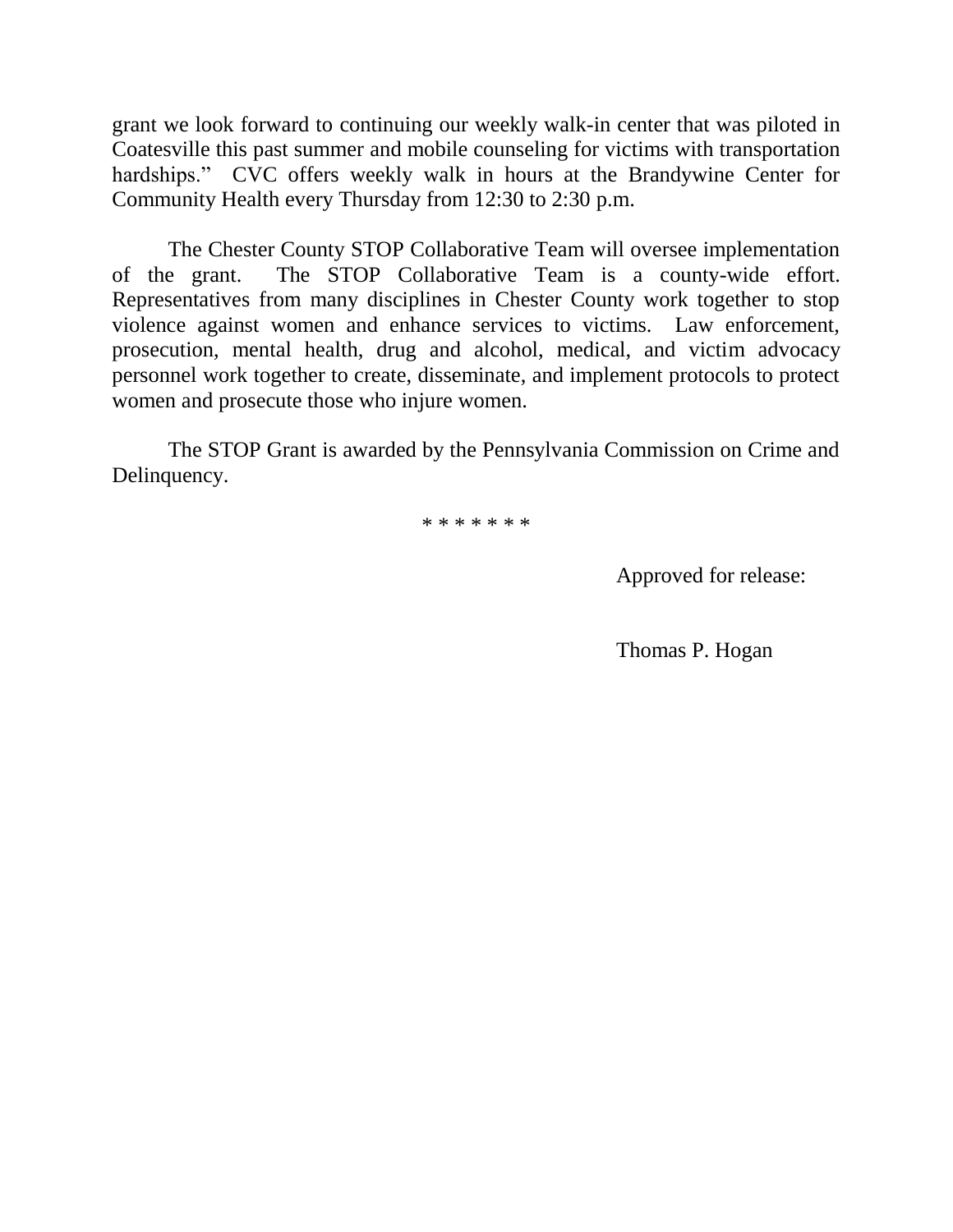grant we look forward to continuing our weekly walk-in center that was piloted in Coatesville this past summer and mobile counseling for victims with transportation hardships." CVC offers weekly walk in hours at the Brandywine Center for Community Health every Thursday from 12:30 to 2:30 p.m.

The Chester County STOP Collaborative Team will oversee implementation of the grant. The STOP Collaborative Team is a county-wide effort. Representatives from many disciplines in Chester County work together to stop violence against women and enhance services to victims. Law enforcement, prosecution, mental health, drug and alcohol, medical, and victim advocacy personnel work together to create, disseminate, and implement protocols to protect women and prosecute those who injure women.

The STOP Grant is awarded by the Pennsylvania Commission on Crime and Delinquency.

\* \* \* \* \* \* \*

Approved for release:

Thomas P. Hogan